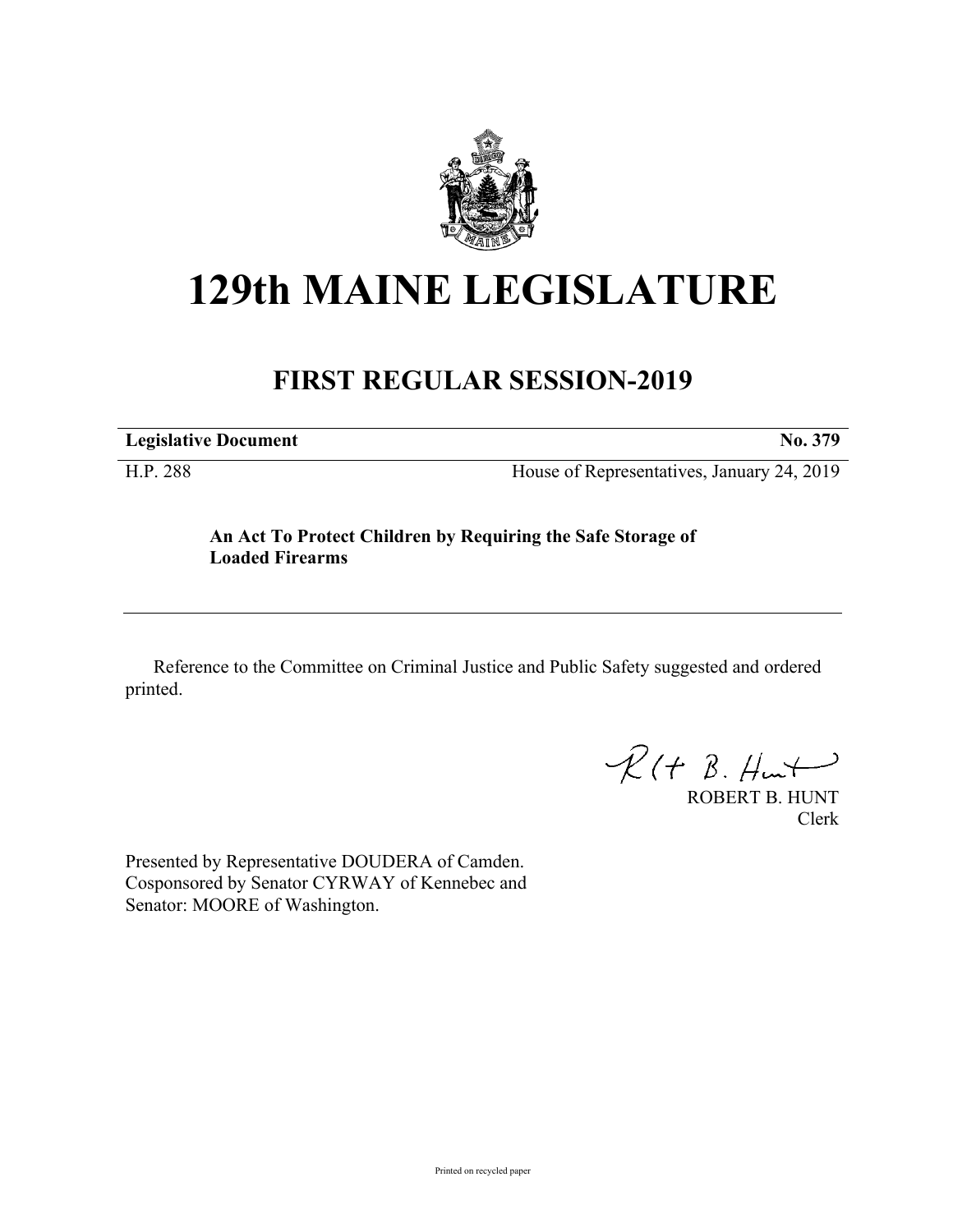# 129th MAINE LEGISLATURE

## FIRST REGULAR SESSION-2019

| **Legislative Document** | **No. 379** |
| --- | --- |
| H.P. 288 | House of Representatives, January 24, 2019 |

**An Act To Protect Children by Requiring the Safe Storage of Loaded Firearms**

Reference to the Committee on Criminal Justice and Public Safety suggested and ordered printed.

ROBERT B. HUNT
Clerk

Presented by Representative DOUDERA of Camden.
Cosponsored by Senator CYRWAY of Kennebec and
Senator: MOORE of Washington.

Printed on recycled paper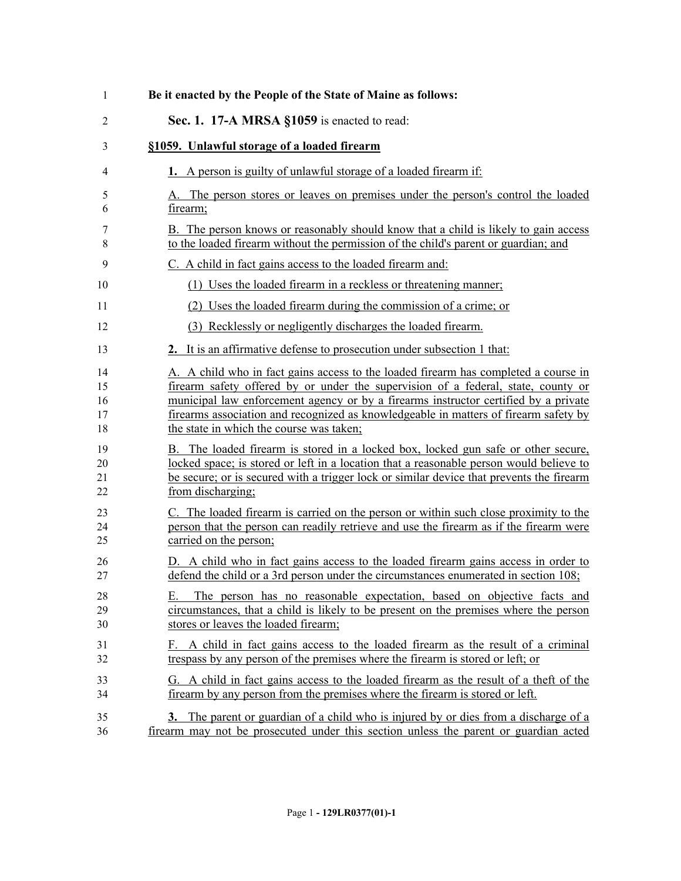**Be it enacted by the People of the State of Maine as follows:**

**Sec. 1. 17-A MRSA §1059** is enacted to read:

**§1059. Unlawful storage of a loaded firearm**

**1.** A person is guilty of unlawful storage of a loaded firearm if:

A. The person stores or leaves on premises under the person's control the loaded firearm;

B. The person knows or reasonably should know that a child is likely to gain access to the loaded firearm without the permission of the child's parent or guardian; and

C. A child in fact gains access to the loaded firearm and:

(1) Uses the loaded firearm in a reckless or threatening manner;

(2) Uses the loaded firearm during the commission of a crime; or

(3) Recklessly or negligently discharges the loaded firearm.

**2.** It is an affirmative defense to prosecution under subsection 1 that:

A. A child who in fact gains access to the loaded firearm has completed a course in firearm safety offered by or under the supervision of a federal, state, county or municipal law enforcement agency or by a firearms instructor certified by a private firearms association and recognized as knowledgeable in matters of firearm safety by the state in which the course was taken;

B. The loaded firearm is stored in a locked box, locked gun safe or other secure, locked space; is stored or left in a location that a reasonable person would believe to be secure; or is secured with a trigger lock or similar device that prevents the firearm from discharging;

C. The loaded firearm is carried on the person or within such close proximity to the person that the person can readily retrieve and use the firearm as if the firearm were carried on the person;

D. A child who in fact gains access to the loaded firearm gains access in order to defend the child or a 3rd person under the circumstances enumerated in section 108;

E. The person has no reasonable expectation, based on objective facts and circumstances, that a child is likely to be present on the premises where the person stores or leaves the loaded firearm;

F. A child in fact gains access to the loaded firearm as the result of a criminal trespass by any person of the premises where the firearm is stored or left; or

G. A child in fact gains access to the loaded firearm as the result of a theft of the firearm by any person from the premises where the firearm is stored or left.

**3.** The parent or guardian of a child who is injured by or dies from a discharge of a firearm may not be prosecuted under this section unless the parent or guardian acted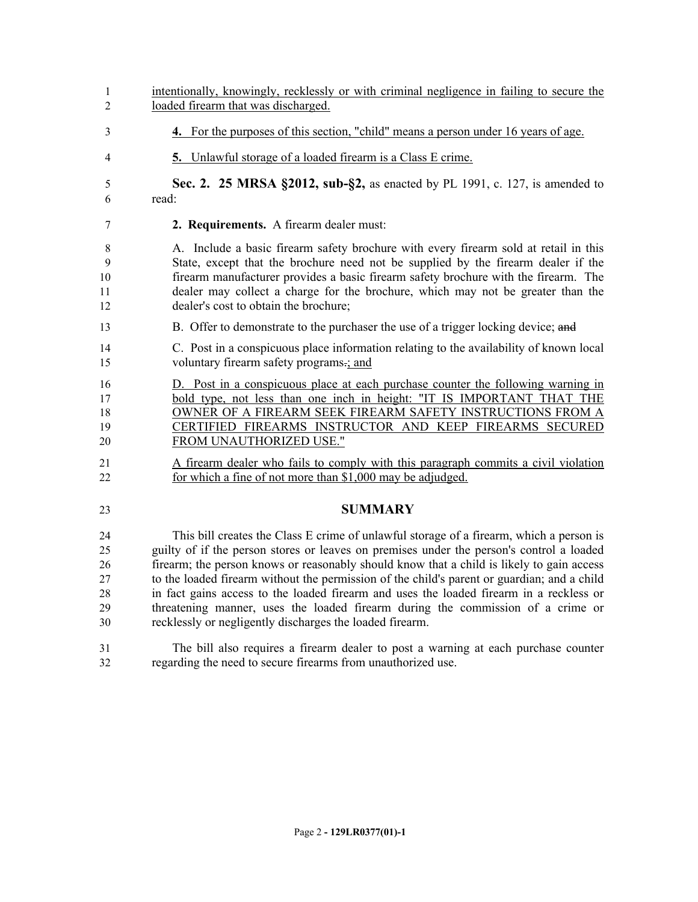intentionally, knowingly, recklessly or with criminal negligence in failing to secure the loaded firearm that was discharged.

**4.** For the purposes of this section, "child" means a person under 16 years of age.

**5.** Unlawful storage of a loaded firearm is a Class E crime.

**Sec. 2. 25 MRSA §2012, sub-§2,** as enacted by PL 1991, c. 127, is amended to read:

**2. Requirements.** A firearm dealer must:

A. Include a basic firearm safety brochure with every firearm sold at retail in this State, except that the brochure need not be supplied by the firearm dealer if the firearm manufacturer provides a basic firearm safety brochure with the firearm. The dealer may collect a charge for the brochure, which may not be greater than the dealer's cost to obtain the brochure;

B. Offer to demonstrate to the purchaser the use of a trigger locking device; ~~and~~

C. Post in a conspicuous place information relating to the availability of known local voluntary firearm safety programs~~.~~; and

D. Post in a conspicuous place at each purchase counter the following warning in bold type, not less than one inch in height: "IT IS IMPORTANT THAT THE OWNER OF A FIREARM SEEK FIREARM SAFETY INSTRUCTIONS FROM A CERTIFIED FIREARMS INSTRUCTOR AND KEEP FIREARMS SECURED FROM UNAUTHORIZED USE."

A firearm dealer who fails to comply with this paragraph commits a civil violation for which a fine of not more than $1,000 may be adjudged.

## SUMMARY

This bill creates the Class E crime of unlawful storage of a firearm, which a person is guilty of if the person stores or leaves on premises under the person's control a loaded firearm; the person knows or reasonably should know that a child is likely to gain access to the loaded firearm without the permission of the child's parent or guardian; and a child in fact gains access to the loaded firearm and uses the loaded firearm in a reckless or threatening manner, uses the loaded firearm during the commission of a crime or recklessly or negligently discharges the loaded firearm.

The bill also requires a firearm dealer to post a warning at each purchase counter regarding the need to secure firearms from unauthorized use.